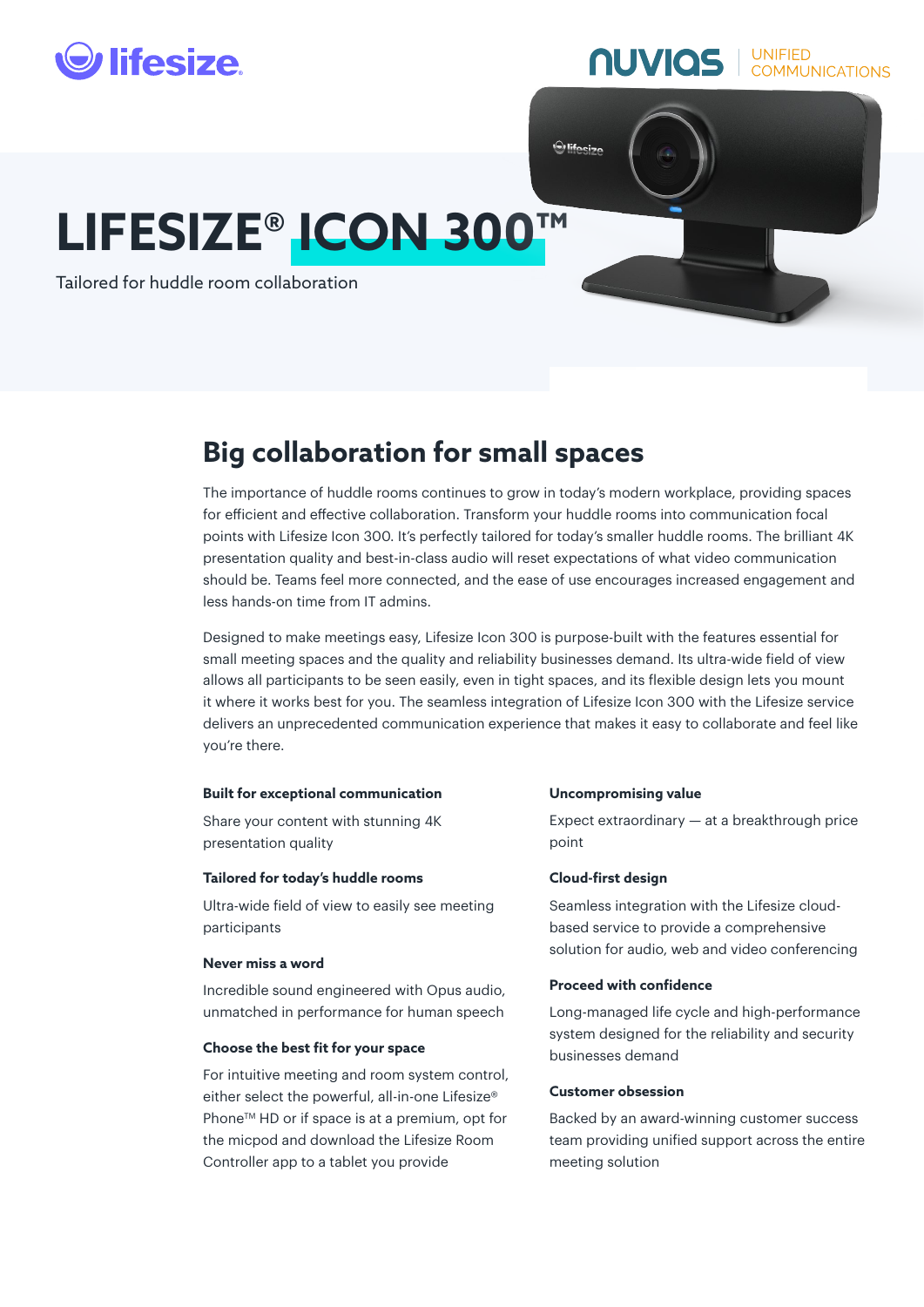# LIFESIZE® ICON 300™

Tailored for huddle room collaboration

## Big collaboration for small spaces

The importance of huddle rooms continues to grow in today's modern workplace, providing spaces for efficient and effective collaboration. Transform your huddle rooms into communication focal points with Lifesize Icon 300. It's perfectly tailored for today's smaller huddle rooms. The brilliant 4K presentation quality and best-in-class audio will reset expectations of what video communication should be. Teams feel more connected, and the ease of use encourages increased engagement and less hands-on time from IT admins.

Designed to make meetings easy, Lifesize Icon 300 is purpose-built with the features essential for small meeting spaces and the quality and reliability businesses demand. Its ultra-wide field of view allows all participants to be seen easily, even in tight spaces, and its flexible design lets you mount it where it works best for you. The seamless integration of Lifesize Icon 300 with the Lifesize service delivers an unprecedented communication experience that makes it easy to collaborate and feel like you're there.

**Built for exceptional communication**

Share your content with stunning 4K presentation quality

**Tailored for today's huddle rooms**

Ultra-wide field of view to easily see meeting participants

**Never miss a word**

Incredible sound engineered with Opus audio, unmatched in performance for human speech

**Choose the best fit for your space**

For intuitive meeting and room system control, either select the powerful, all-in-one Lifesize® Phone™ HD or if space is at a premium, opt for the micpod and download the Lifesize Room Controller app to a tablet you provide

**Uncompromising value**

Expect extraordinary — at a breakthrough price point

**Cloud-first design**

Seamless integration with the Lifesize cloud-based service to provide a comprehensive solution for audio, web and video conferencing

**Proceed with confidence**

Long-managed life cycle and high-performance system designed for the reliability and security businesses demand

**Customer obsession**

Backed by an award-winning customer success team providing unified support across the entire meeting solution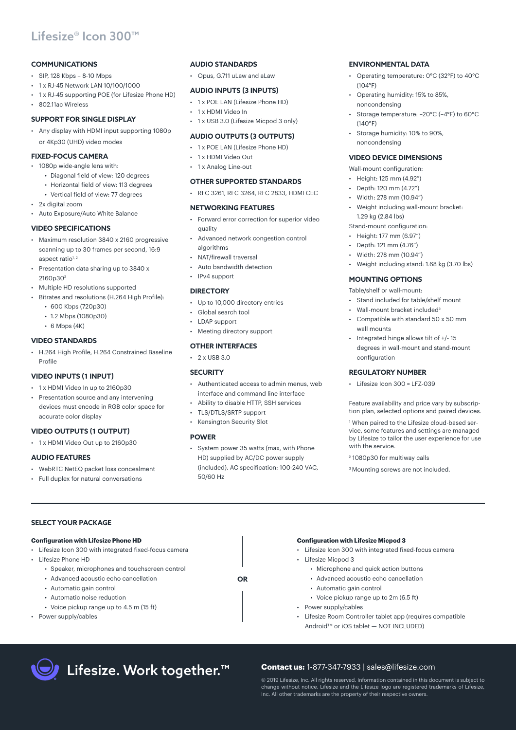# Lifesize® Icon 300™

### COMMUNICATIONS

- SIP, 128 Kbps – 8-10 Mbps
- 1 x RJ-45 Network LAN 10/100/1000
- 1 x RJ-45 supporting POE (for Lifesize Phone HD)
- 802.11ac Wireless

### SUPPORT FOR SINGLE DISPLAY

- Any display with HDMI input supporting 1080p or 4Kp30 (UHD) video modes

### FIXED-FOCUS CAMERA

- 1080p wide-angle lens with:
  - Diagonal field of view: 120 degrees
  - Horizontal field of view: 113 degrees
  - Vertical field of view: 77 degrees
- 2x digital zoom
- Auto Exposure/Auto White Balance

### VIDEO SPECIFICATIONS

- Maximum resolution 3840 x 2160 progressive scanning up to 30 frames per second, 16:9 aspect ratio[1, 2]
- Presentation data sharing up to 3840 x 2160p30[2]
- Multiple HD resolutions supported
- Bitrates and resolutions (H.264 High Profile):
  - 600 Kbps (720p30)
  - 1.2 Mbps (1080p30)
  - 6 Mbps (4K)

### VIDEO STANDARDS

- H.264 High Profile, H.264 Constrained Baseline Profile

### VIDEO INPUTS (1 INPUT)

- 1 x HDMI Video In up to 2160p30
- Presentation source and any intervening devices must encode in RGB color space for accurate color display

### VIDEO OUTPUTS (1 OUTPUT)

- 1 x HDMI Video Out up to 2160p30

### AUDIO FEATURES

- WebRTC NetEQ packet loss concealment
- Full duplex for natural conversations

### AUDIO STANDARDS

- Opus, G.711 uLaw and aLaw

### AUDIO INPUTS (3 INPUTS)

- 1 x POE LAN (Lifesize Phone HD)
- 1 x HDMI Video In
- 1 x USB 3.0 (Lifesize Micpod 3 only)

### AUDIO OUTPUTS (3 OUTPUTS)

- 1 x POE LAN (Lifesize Phone HD)
- 1 x HDMI Video Out
- 1 x Analog Line-out

### OTHER SUPPORTED STANDARDS

- RFC 3261, RFC 3264, RFC 2833, HDMI CEC

### NETWORKING FEATURES

- Forward error correction for superior video quality
- Advanced network congestion control algorithms
- NAT/firewall traversal
- Auto bandwidth detection
- IPv4 support

### DIRECTORY

- Up to 10,000 directory entries
- Global search tool
- LDAP support
- Meeting directory support

### OTHER INTERFACES

- 2 x USB 3.0

### SECURITY

- Authenticated access to admin menus, web interface and command line interface
- Ability to disable HTTP, SSH services
- TLS/DTLS/SRTP support
- Kensington Security Slot

### POWER

- System power 35 watts (max, with Phone HD) supplied by AC/DC power supply (included). AC specification: 100-240 VAC, 50/60 Hz

### ENVIRONMENTAL DATA

- Operating temperature: 0°C (32°F) to 40°C (104°F)
- Operating humidity: 15% to 85%, noncondensing
- Storage temperature: –20°C (–4°F) to 60°C (140°F)
- Storage humidity: 10% to 90%, noncondensing

### VIDEO DEVICE DIMENSIONS

Wall-mount configuration:

- Height: 125 mm (4.92”)
- Depth: 120 mm (4.72”)
- Width: 278 mm (10.94”)
- Weight including wall-mount bracket: 1.29 kg (2.84 lbs)

Stand-mount configuration:

- Height: 177 mm (6.97”)
- Depth: 121 mm (4.76”)
- Width: 278 mm (10.94”)
- Weight including stand: 1.68 kg (3.70 lbs)

### MOUNTING OPTIONS

Table/shelf or wall-mount:

- Stand included for table/shelf mount
- Wall-mount bracket included[3]
- Compatible with standard 50 x 50 mm wall mounts
- Integrated hinge allows tilt of +/- 15 degrees in wall-mount and stand-mount configuration

### REGULATORY NUMBER

- Lifesize Icon 300 = LFZ-039

Feature availability and price vary by subscription plan, selected options and paired devices.

[1] When paired to the Lifesize cloud-based service, some features and settings are managed by Lifesize to tailor the user experience for use with the service.

[2] 1080p30 for multiway calls

[3] Mounting screws are not included.

---

### SELECT YOUR PACKAGE

**Configuration with Lifesize Phone HD**

- Lifesize Icon 300 with integrated fixed-focus camera
- Lifesize Phone HD
  - Speaker, microphones and touchscreen control
  - Advanced acoustic echo cancellation
  - Automatic gain control
  - Automatic noise reduction
  - Voice pickup range up to 4.5 m (15 ft)
- Power supply/cables

**OR**

**Configuration with Lifesize Micpod 3**

- Lifesize Icon 300 with integrated fixed-focus camera
- Lifesize Micpod 3
  - Microphone and quick action buttons
  - Advanced acoustic echo cancellation
  - Automatic gain control
  - Voice pickup range up to 2m (6.5 ft)
- Power supply/cables
- Lifesize Room Controller tablet app (requires compatible Android™ or iOS tablet — NOT INCLUDED)

Lifesize. Work together.™

**Contact us:** 1-877-347-7933 | sales@lifesize.com

© 2019 Lifesize, Inc. All rights reserved. Information contained in this document is subject to change without notice. Lifesize and the Lifesize logo are registered trademarks of Lifesize, Inc. All other trademarks are the property of their respective owners.